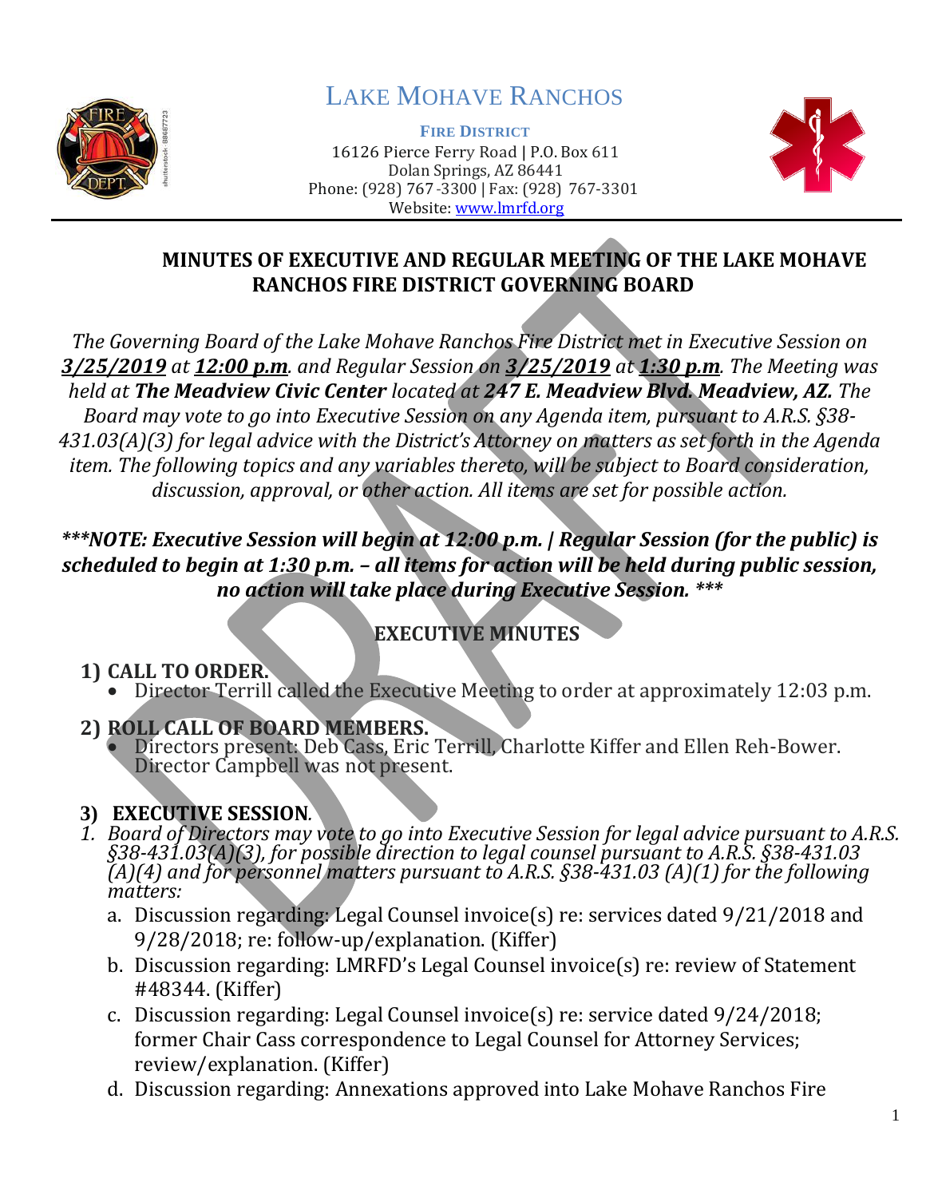# LAKE MOHAVE RANCHOS

**FIRE DISTRICT**
16126 Pierce Ferry Road | P.O. Box 611
Dolan Springs, AZ 86441
Phone: (928) 767-3300 | Fax: (928) 767-3301
Website: www.lmrfd.org

## MINUTES OF EXECUTIVE AND REGULAR MEETING OF THE LAKE MOHAVE RANCHOS FIRE DISTRICT GOVERNING BOARD

*The Governing Board of the Lake Mohave Ranchos Fire District met in Executive Session on* ***3/25/2019*** *at* ***12:00 p.m****. and Regular Session on* ***3/25/2019*** *at* ***1:30 p.m****. The Meeting was held at* ***The Meadview Civic Center*** *located at* ***247 E. Meadview Blvd. Meadview, AZ.*** *The Board may vote to go into Executive Session on any Agenda item, pursuant to A.R.S. §38-431.03(A)(3) for legal advice with the District's Attorney on matters as set forth in the Agenda item. The following topics and any variables thereto, will be subject to Board consideration, discussion, approval, or other action. All items are set for possible action.*

***\*\*\*NOTE: Executive Session will begin at 12:00 p.m. | Regular Session (for the public) is scheduled to begin at 1:30 p.m. – all items for action will be held during public session, no action will take place during Executive Session. \*\*\****

## EXECUTIVE MINUTES

**1) CALL TO ORDER.**

- Director Terrill called the Executive Meeting to order at approximately 12:03 p.m.

**2) ROLL CALL OF BOARD MEMBERS.**

- Directors present: Deb Cass, Eric Terrill, Charlotte Kiffer and Ellen Reh-Bower. Director Campbell was not present.

**3) EXECUTIVE SESSION.**

*1. Board of Directors may vote to go into Executive Session for legal advice pursuant to A.R.S. §38-431.03(A)(3), for possible direction to legal counsel pursuant to A.R.S. §38-431.03 (A)(4) and for personnel matters pursuant to A.R.S. §38-431.03 (A)(1) for the following matters:*

a. Discussion regarding: Legal Counsel invoice(s) re: services dated 9/21/2018 and 9/28/2018; re: follow-up/explanation. (Kiffer)

b. Discussion regarding: LMRFD's Legal Counsel invoice(s) re: review of Statement #48344. (Kiffer)

c. Discussion regarding: Legal Counsel invoice(s) re: service dated 9/24/2018; former Chair Cass correspondence to Legal Counsel for Attorney Services; review/explanation. (Kiffer)

d. Discussion regarding: Annexations approved into Lake Mohave Ranchos Fire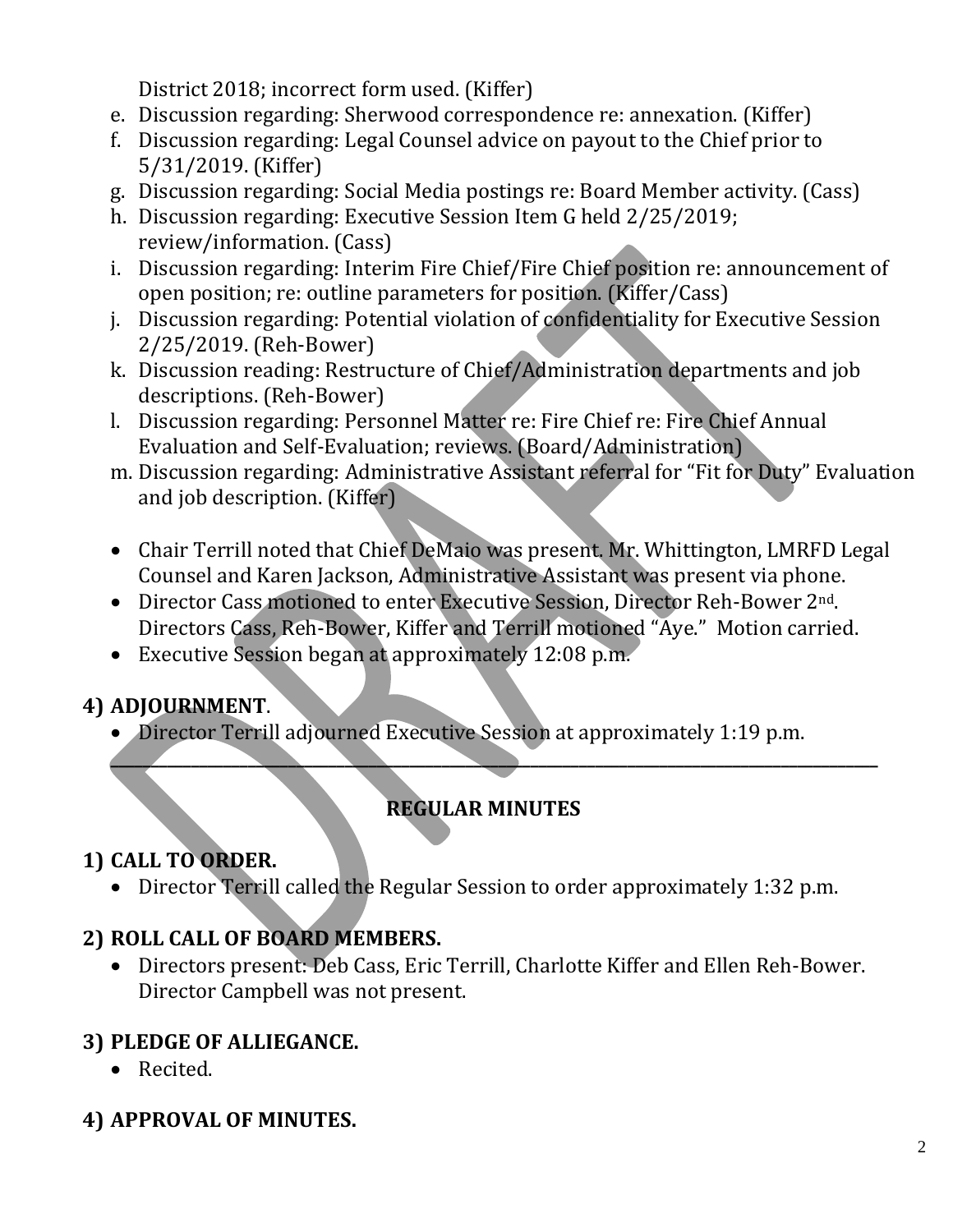District 2018; incorrect form used. (Kiffer)

e. Discussion regarding: Sherwood correspondence re: annexation. (Kiffer)
f. Discussion regarding: Legal Counsel advice on payout to the Chief prior to 5/31/2019. (Kiffer)
g. Discussion regarding: Social Media postings re: Board Member activity. (Cass)
h. Discussion regarding: Executive Session Item G held 2/25/2019; review/information. (Cass)
i. Discussion regarding: Interim Fire Chief/Fire Chief position re: announcement of open position; re: outline parameters for position. (Kiffer/Cass)
j. Discussion regarding: Potential violation of confidentiality for Executive Session 2/25/2019. (Reh-Bower)
k. Discussion reading: Restructure of Chief/Administration departments and job descriptions. (Reh-Bower)
l. Discussion regarding: Personnel Matter re: Fire Chief re: Fire Chief Annual Evaluation and Self-Evaluation; reviews. (Board/Administration)
m. Discussion regarding: Administrative Assistant referral for "Fit for Duty" Evaluation and job description. (Kiffer)

- Chair Terrill noted that Chief DeMaio was present. Mr. Whittington, LMRFD Legal Counsel and Karen Jackson, Administrative Assistant was present via phone.
- Director Cass motioned to enter Executive Session, Director Reh-Bower 2nd. Directors Cass, Reh-Bower, Kiffer and Terrill motioned "Aye." Motion carried.
- Executive Session began at approximately 12:08 p.m.

## 4) ADJOURNMENT.

- Director Terrill adjourned Executive Session at approximately 1:19 p.m.

---

## REGULAR MINUTES

## 1) CALL TO ORDER.

- Director Terrill called the Regular Session to order approximately 1:32 p.m.

## 2) ROLL CALL OF BOARD MEMBERS.

- Directors present: Deb Cass, Eric Terrill, Charlotte Kiffer and Ellen Reh-Bower. Director Campbell was not present.

## 3) PLEDGE OF ALLIEGANCE.

- Recited.

## 4) APPROVAL OF MINUTES.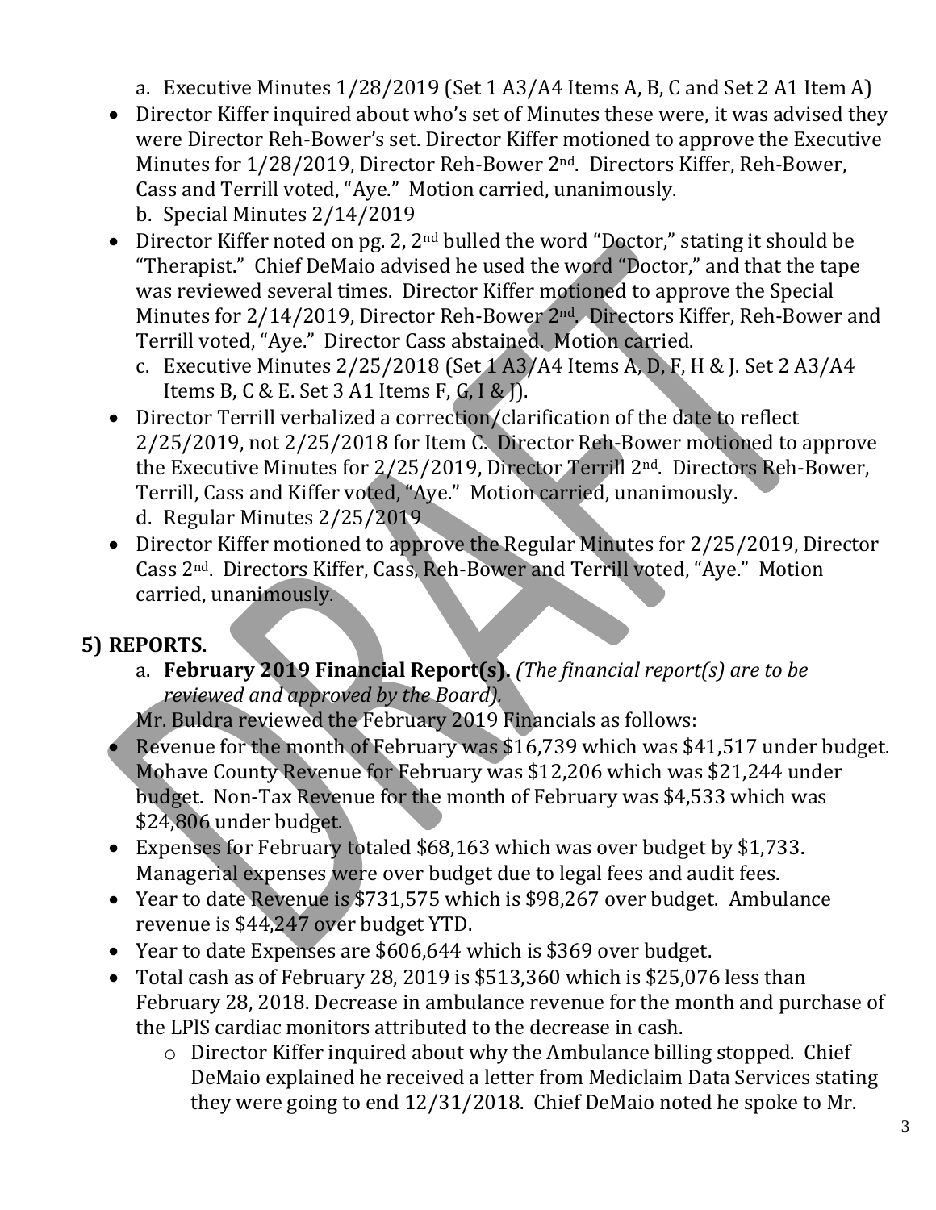a. Executive Minutes 1/28/2019 (Set 1 A3/A4 Items A, B, C and Set 2 A1 Item A)

- Director Kiffer inquired about who's set of Minutes these were, it was advised they were Director Reh-Bower's set. Director Kiffer motioned to approve the Executive Minutes for 1/28/2019, Director Reh-Bower 2nd. Directors Kiffer, Reh-Bower, Cass and Terrill voted, "Aye." Motion carried, unanimously.

b. Special Minutes 2/14/2019

- Director Kiffer noted on pg. 2, 2nd bulled the word "Doctor," stating it should be "Therapist." Chief DeMaio advised he used the word "Doctor," and that the tape was reviewed several times. Director Kiffer motioned to approve the Special Minutes for 2/14/2019, Director Reh-Bower 2nd. Directors Kiffer, Reh-Bower and Terrill voted, "Aye." Director Cass abstained. Motion carried.

c. Executive Minutes 2/25/2018 (Set 1 A3/A4 Items A, D, F, H & J. Set 2 A3/A4 Items B, C & E. Set 3 A1 Items F, G, I & J).

- Director Terrill verbalized a correction/clarification of the date to reflect 2/25/2019, not 2/25/2018 for Item C. Director Reh-Bower motioned to approve the Executive Minutes for 2/25/2019, Director Terrill 2nd. Directors Reh-Bower, Terrill, Cass and Kiffer voted, "Aye." Motion carried, unanimously.

d. Regular Minutes 2/25/2019

- Director Kiffer motioned to approve the Regular Minutes for 2/25/2019, Director Cass 2nd. Directors Kiffer, Cass, Reh-Bower and Terrill voted, "Aye." Motion carried, unanimously.

## 5) REPORTS.

a. **February 2019 Financial Report(s).** *(The financial report(s) are to be reviewed and approved by the Board).*

Mr. Buldra reviewed the February 2019 Financials as follows:

- Revenue for the month of February was $16,739 which was $41,517 under budget. Mohave County Revenue for February was $12,206 which was $21,244 under budget. Non-Tax Revenue for the month of February was $4,533 which was $24,806 under budget.
- Expenses for February totaled $68,163 which was over budget by $1,733. Managerial expenses were over budget due to legal fees and audit fees.
- Year to date Revenue is $731,575 which is $98,267 over budget. Ambulance revenue is $44,247 over budget YTD.
- Year to date Expenses are $606,644 which is $369 over budget.
- Total cash as of February 28, 2019 is $513,360 which is $25,076 less than February 28, 2018. Decrease in ambulance revenue for the month and purchase of the LPlS cardiac monitors attributed to the decrease in cash.
  - Director Kiffer inquired about why the Ambulance billing stopped. Chief DeMaio explained he received a letter from Mediclaim Data Services stating they were going to end 12/31/2018. Chief DeMaio noted he spoke to Mr.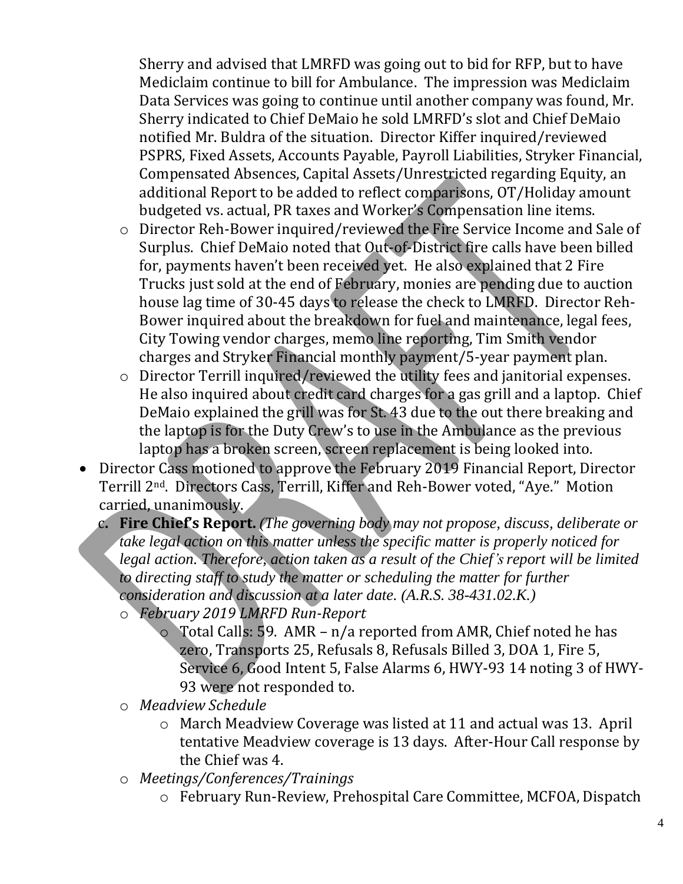Sherry and advised that LMRFD was going out to bid for RFP, but to have Mediclaim continue to bill for Ambulance. The impression was Mediclaim Data Services was going to continue until another company was found, Mr. Sherry indicated to Chief DeMaio he sold LMRFD's slot and Chief DeMaio notified Mr. Buldra of the situation. Director Kiffer inquired/reviewed PSPRS, Fixed Assets, Accounts Payable, Payroll Liabilities, Stryker Financial, Compensated Absences, Capital Assets/Unrestricted regarding Equity, an additional Report to be added to reflect comparisons, OT/Holiday amount budgeted vs. actual, PR taxes and Worker's Compensation line items.

- Director Reh-Bower inquired/reviewed the Fire Service Income and Sale of Surplus. Chief DeMaio noted that Out-of-District fire calls have been billed for, payments haven't been received yet. He also explained that 2 Fire Trucks just sold at the end of February, monies are pending due to auction house lag time of 30-45 days to release the check to LMRFD. Director Reh-Bower inquired about the breakdown for fuel and maintenance, legal fees, City Towing vendor charges, memo line reporting, Tim Smith vendor charges and Stryker Financial monthly payment/5-year payment plan.
- Director Terrill inquired/reviewed the utility fees and janitorial expenses. He also inquired about credit card charges for a gas grill and a laptop. Chief DeMaio explained the grill was for St. 43 due to the out there breaking and the laptop is for the Duty Crew's to use in the Ambulance as the previous laptop has a broken screen, screen replacement is being looked into.

- Director Cass motioned to approve the February 2019 Financial Report, Director Terrill 2nd. Directors Cass, Terrill, Kiffer and Reh-Bower voted, "Aye." Motion carried, unanimously.

c. **Fire Chief's Report.** *(The governing body may not propose, discuss, deliberate or take legal action on this matter unless the specific matter is properly noticed for legal action. Therefore, action taken as a result of the Chief's report will be limited to directing staff to study the matter or scheduling the matter for further consideration and discussion at a later date. (A.R.S. 38-431.02.K.)*

- *February 2019 LMRFD Run-Report*
  - Total Calls: 59. AMR – n/a reported from AMR, Chief noted he has zero, Transports 25, Refusals 8, Refusals Billed 3, DOA 1, Fire 5, Service 6, Good Intent 5, False Alarms 6, HWY-93 14 noting 3 of HWY-93 were not responded to.
- *Meadview Schedule*
  - March Meadview Coverage was listed at 11 and actual was 13. April tentative Meadview coverage is 13 days. After-Hour Call response by the Chief was 4.
- *Meetings/Conferences/Trainings*
  - February Run-Review, Prehospital Care Committee, MCFOA, Dispatch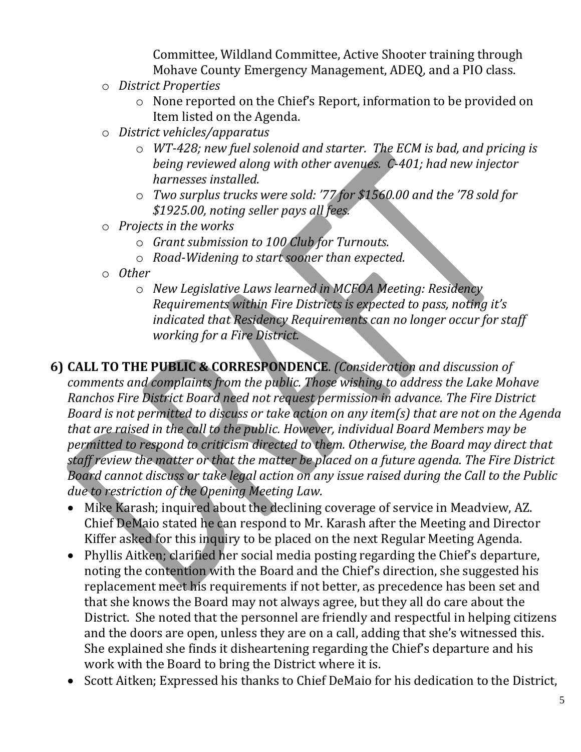Committee, Wildland Committee, Active Shooter training through Mohave County Emergency Management, ADEQ, and a PIO class.

- *District Properties*
  - None reported on the Chief's Report, information to be provided on Item listed on the Agenda.
- *District vehicles/apparatus*
  - *WT-428; new fuel solenoid and starter. The ECM is bad, and pricing is being reviewed along with other avenues. C-401; had new injector harnesses installed.*
  - *Two surplus trucks were sold: '77 for $1560.00 and the '78 sold for $1925.00, noting seller pays all fees.*
- *Projects in the works*
  - *Grant submission to 100 Club for Turnouts.*
  - *Road-Widening to start sooner than expected.*
- *Other*
  - *New Legislative Laws learned in MCFOA Meeting: Residency Requirements within Fire Districts is expected to pass, noting it's indicated that Residency Requirements can no longer occur for staff working for a Fire District.*

**6) CALL TO THE PUBLIC & CORRESPONDENCE**. *(Consideration and discussion of comments and complaints from the public. Those wishing to address the Lake Mohave Ranchos Fire District Board need not request permission in advance. The Fire District Board is not permitted to discuss or take action on any item(s) that are not on the Agenda that are raised in the call to the public. However, individual Board Members may be permitted to respond to criticism directed to them. Otherwise, the Board may direct that staff review the matter or that the matter be placed on a future agenda. The Fire District Board cannot discuss or take legal action on any issue raised during the Call to the Public due to restriction of the Opening Meeting Law.*

- Mike Karash; inquired about the declining coverage of service in Meadview, AZ. Chief DeMaio stated he can respond to Mr. Karash after the Meeting and Director Kiffer asked for this inquiry to be placed on the next Regular Meeting Agenda.
- Phyllis Aitken; clarified her social media posting regarding the Chief's departure, noting the contention with the Board and the Chief's direction, she suggested his replacement meet his requirements if not better, as precedence has been set and that she knows the Board may not always agree, but they all do care about the District. She noted that the personnel are friendly and respectful in helping citizens and the doors are open, unless they are on a call, adding that she's witnessed this. She explained she finds it disheartening regarding the Chief's departure and his work with the Board to bring the District where it is.
- Scott Aitken; Expressed his thanks to Chief DeMaio for his dedication to the District,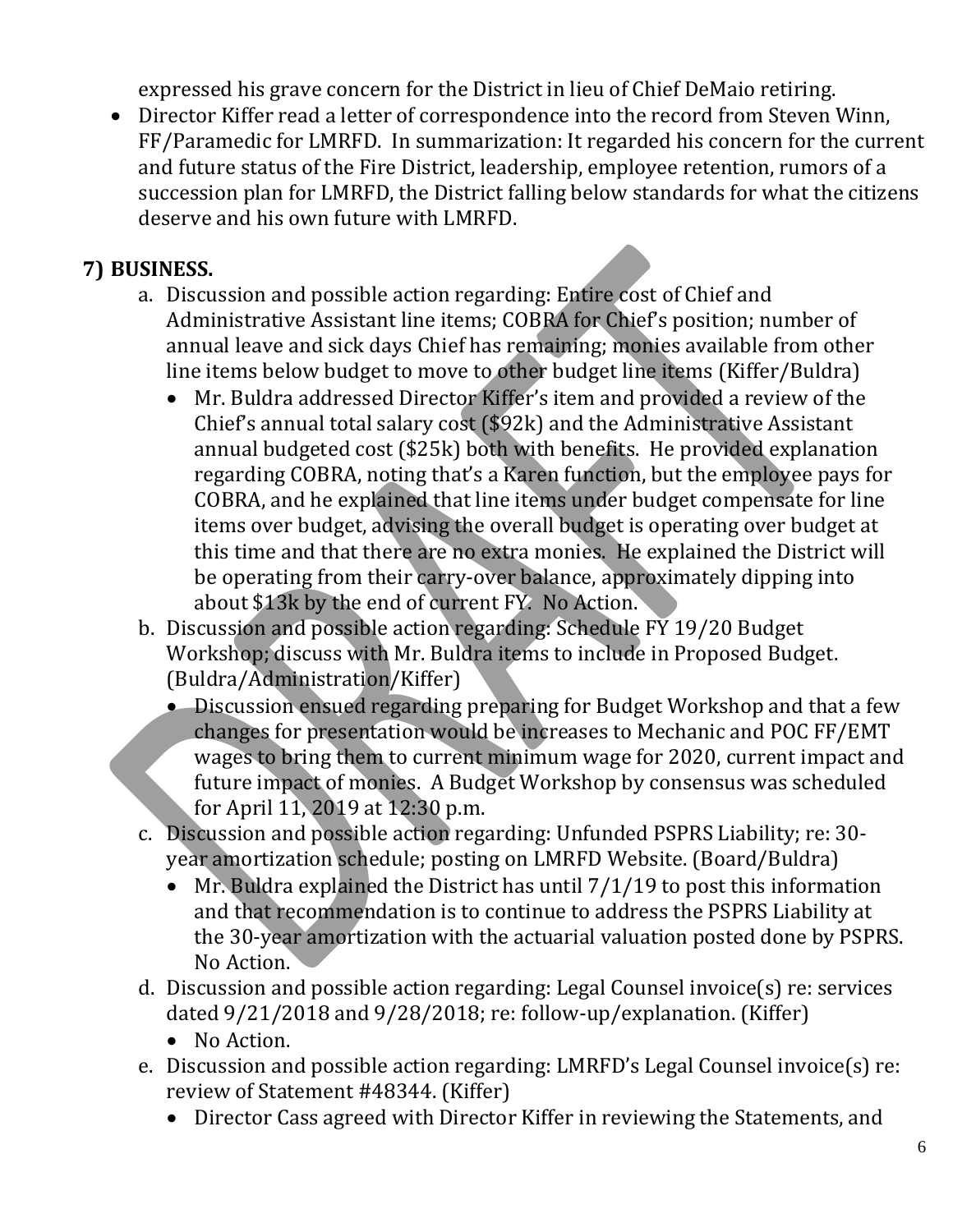expressed his grave concern for the District in lieu of Chief DeMaio retiring.

- Director Kiffer read a letter of correspondence into the record from Steven Winn, FF/Paramedic for LMRFD. In summarization: It regarded his concern for the current and future status of the Fire District, leadership, employee retention, rumors of a succession plan for LMRFD, the District falling below standards for what the citizens deserve and his own future with LMRFD.

## 7) BUSINESS.

a. Discussion and possible action regarding: Entire cost of Chief and Administrative Assistant line items; COBRA for Chief's position; number of annual leave and sick days Chief has remaining; monies available from other line items below budget to move to other budget line items (Kiffer/Buldra)
   - Mr. Buldra addressed Director Kiffer's item and provided a review of the Chief's annual total salary cost ($92k) and the Administrative Assistant annual budgeted cost ($25k) both with benefits. He provided explanation regarding COBRA, noting that's a Karen function, but the employee pays for COBRA, and he explained that line items under budget compensate for line items over budget, advising the overall budget is operating over budget at this time and that there are no extra monies. He explained the District will be operating from their carry-over balance, approximately dipping into about $13k by the end of current FY. No Action.

b. Discussion and possible action regarding: Schedule FY 19/20 Budget Workshop; discuss with Mr. Buldra items to include in Proposed Budget. (Buldra/Administration/Kiffer)
   - Discussion ensued regarding preparing for Budget Workshop and that a few changes for presentation would be increases to Mechanic and POC FF/EMT wages to bring them to current minimum wage for 2020, current impact and future impact of monies. A Budget Workshop by consensus was scheduled for April 11, 2019 at 12:30 p.m.

c. Discussion and possible action regarding: Unfunded PSPRS Liability; re: 30-year amortization schedule; posting on LMRFD Website. (Board/Buldra)
   - Mr. Buldra explained the District has until 7/1/19 to post this information and that recommendation is to continue to address the PSPRS Liability at the 30-year amortization with the actuarial valuation posted done by PSPRS. No Action.

d. Discussion and possible action regarding: Legal Counsel invoice(s) re: services dated 9/21/2018 and 9/28/2018; re: follow-up/explanation. (Kiffer)
   - No Action.

e. Discussion and possible action regarding: LMRFD's Legal Counsel invoice(s) re: review of Statement #48344. (Kiffer)
   - Director Cass agreed with Director Kiffer in reviewing the Statements, and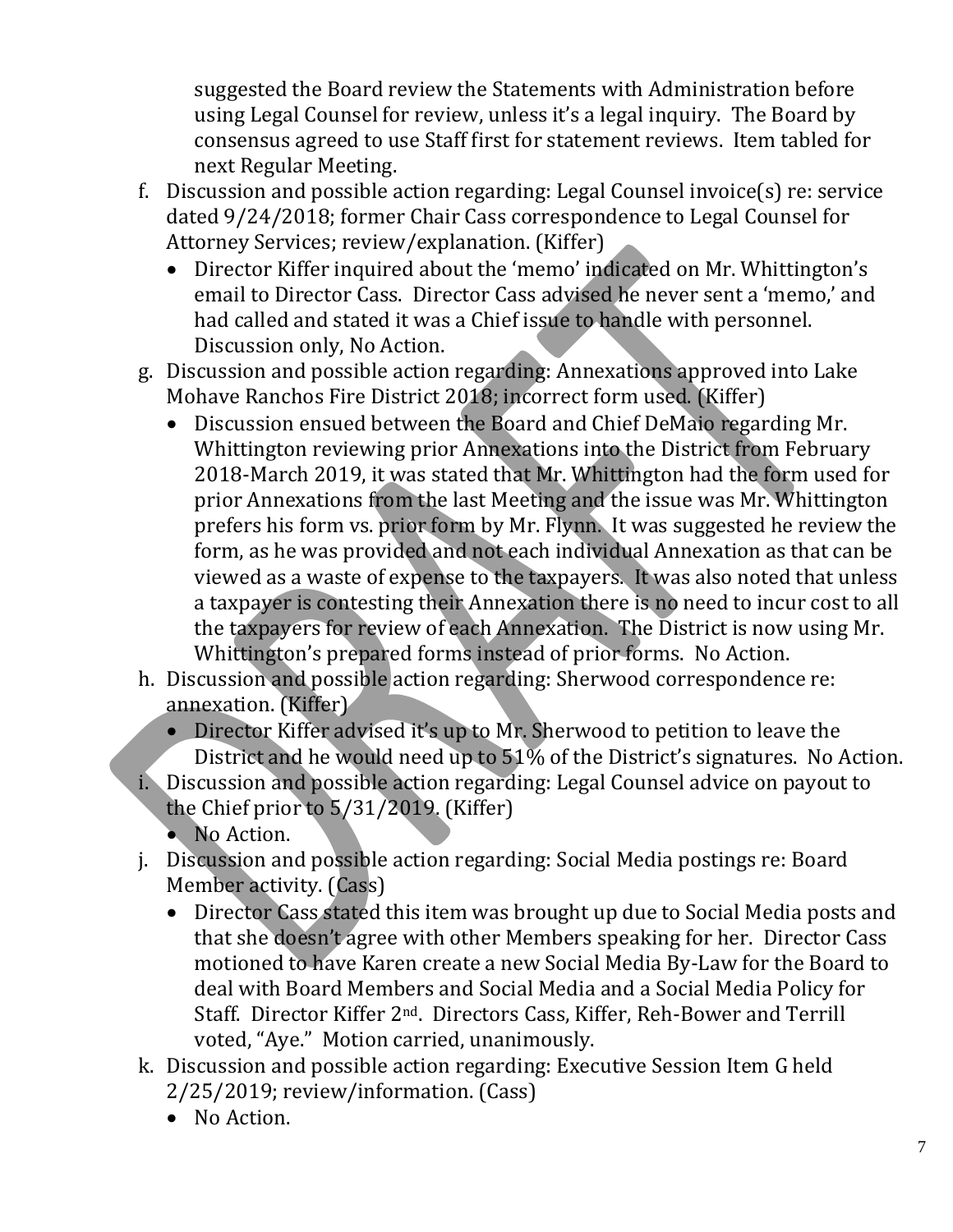suggested the Board review the Statements with Administration before using Legal Counsel for review, unless it's a legal inquiry. The Board by consensus agreed to use Staff first for statement reviews. Item tabled for next Regular Meeting.

f. Discussion and possible action regarding: Legal Counsel invoice(s) re: service dated 9/24/2018; former Chair Cass correspondence to Legal Counsel for Attorney Services; review/explanation. (Kiffer)
   - Director Kiffer inquired about the 'memo' indicated on Mr. Whittington's email to Director Cass. Director Cass advised he never sent a 'memo,' and had called and stated it was a Chief issue to handle with personnel. Discussion only, No Action.

g. Discussion and possible action regarding: Annexations approved into Lake Mohave Ranchos Fire District 2018; incorrect form used. (Kiffer)
   - Discussion ensued between the Board and Chief DeMaio regarding Mr. Whittington reviewing prior Annexations into the District from February 2018-March 2019, it was stated that Mr. Whittington had the form used for prior Annexations from the last Meeting and the issue was Mr. Whittington prefers his form vs. prior form by Mr. Flynn. It was suggested he review the form, as he was provided and not each individual Annexation as that can be viewed as a waste of expense to the taxpayers. It was also noted that unless a taxpayer is contesting their Annexation there is no need to incur cost to all the taxpayers for review of each Annexation. The District is now using Mr. Whittington's prepared forms instead of prior forms. No Action.

h. Discussion and possible action regarding: Sherwood correspondence re: annexation. (Kiffer)
   - Director Kiffer advised it's up to Mr. Sherwood to petition to leave the District and he would need up to 51% of the District's signatures. No Action.

i. Discussion and possible action regarding: Legal Counsel advice on payout to the Chief prior to 5/31/2019. (Kiffer)
   - No Action.

j. Discussion and possible action regarding: Social Media postings re: Board Member activity. (Cass)
   - Director Cass stated this item was brought up due to Social Media posts and that she doesn't agree with other Members speaking for her. Director Cass motioned to have Karen create a new Social Media By-Law for the Board to deal with Board Members and Social Media and a Social Media Policy for Staff. Director Kiffer 2nd. Directors Cass, Kiffer, Reh-Bower and Terrill voted, "Aye." Motion carried, unanimously.

k. Discussion and possible action regarding: Executive Session Item G held 2/25/2019; review/information. (Cass)
   - No Action.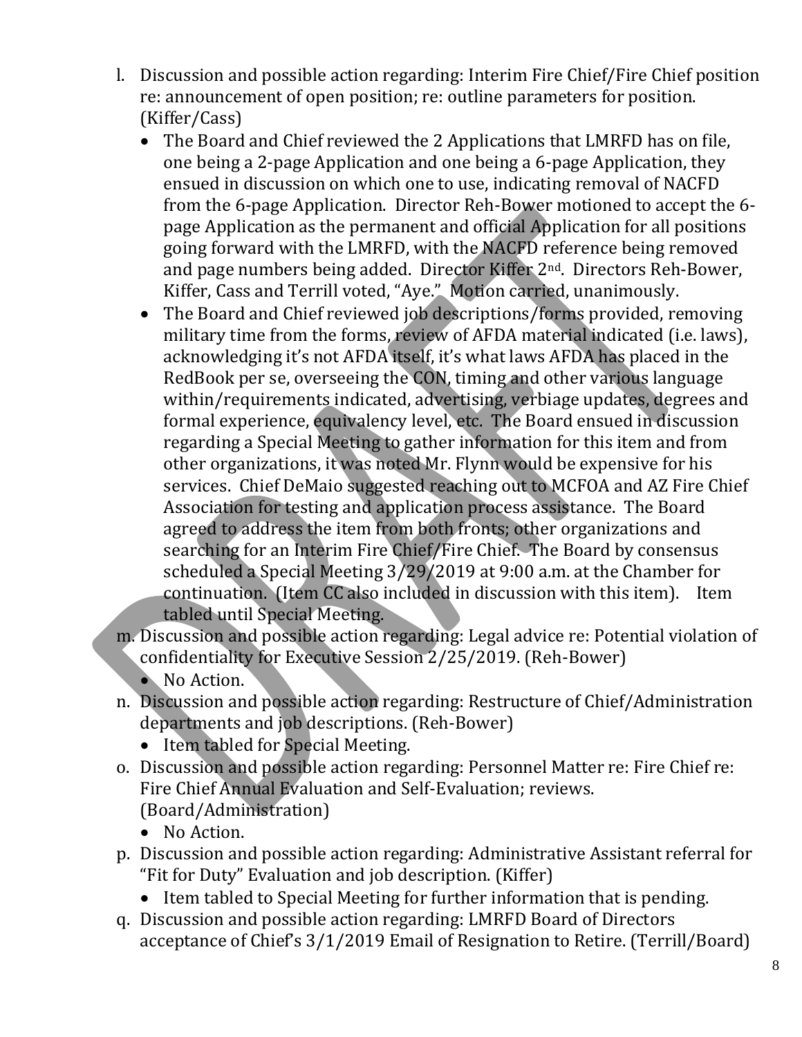l. Discussion and possible action regarding: Interim Fire Chief/Fire Chief position re: announcement of open position; re: outline parameters for position. (Kiffer/Cass)
    - The Board and Chief reviewed the 2 Applications that LMRFD has on file, one being a 2-page Application and one being a 6-page Application, they ensued in discussion on which one to use, indicating removal of NACFD from the 6-page Application. Director Reh-Bower motioned to accept the 6-page Application as the permanent and official Application for all positions going forward with the LMRFD, with the NACFD reference being removed and page numbers being added. Director Kiffer 2nd. Directors Reh-Bower, Kiffer, Cass and Terrill voted, "Aye." Motion carried, unanimously.
    - The Board and Chief reviewed job descriptions/forms provided, removing military time from the forms, review of AFDA material indicated (i.e. laws), acknowledging it's not AFDA itself, it's what laws AFDA has placed in the RedBook per se, overseeing the CON, timing and other various language within/requirements indicated, advertising, verbiage updates, degrees and formal experience, equivalency level, etc. The Board ensued in discussion regarding a Special Meeting to gather information for this item and from other organizations, it was noted Mr. Flynn would be expensive for his services. Chief DeMaio suggested reaching out to MCFOA and AZ Fire Chief Association for testing and application process assistance. The Board agreed to address the item from both fronts; other organizations and searching for an Interim Fire Chief/Fire Chief. The Board by consensus scheduled a Special Meeting 3/29/2019 at 9:00 a.m. at the Chamber for continuation. (Item CC also included in discussion with this item). Item tabled until Special Meeting.

m. Discussion and possible action regarding: Legal advice re: Potential violation of confidentiality for Executive Session 2/25/2019. (Reh-Bower)
    - No Action.

n. Discussion and possible action regarding: Restructure of Chief/Administration departments and job descriptions. (Reh-Bower)
    - Item tabled for Special Meeting.

o. Discussion and possible action regarding: Personnel Matter re: Fire Chief re: Fire Chief Annual Evaluation and Self-Evaluation; reviews. (Board/Administration)
    - No Action.

p. Discussion and possible action regarding: Administrative Assistant referral for "Fit for Duty" Evaluation and job description. (Kiffer)
    - Item tabled to Special Meeting for further information that is pending.

q. Discussion and possible action regarding: LMRFD Board of Directors acceptance of Chief's 3/1/2019 Email of Resignation to Retire. (Terrill/Board)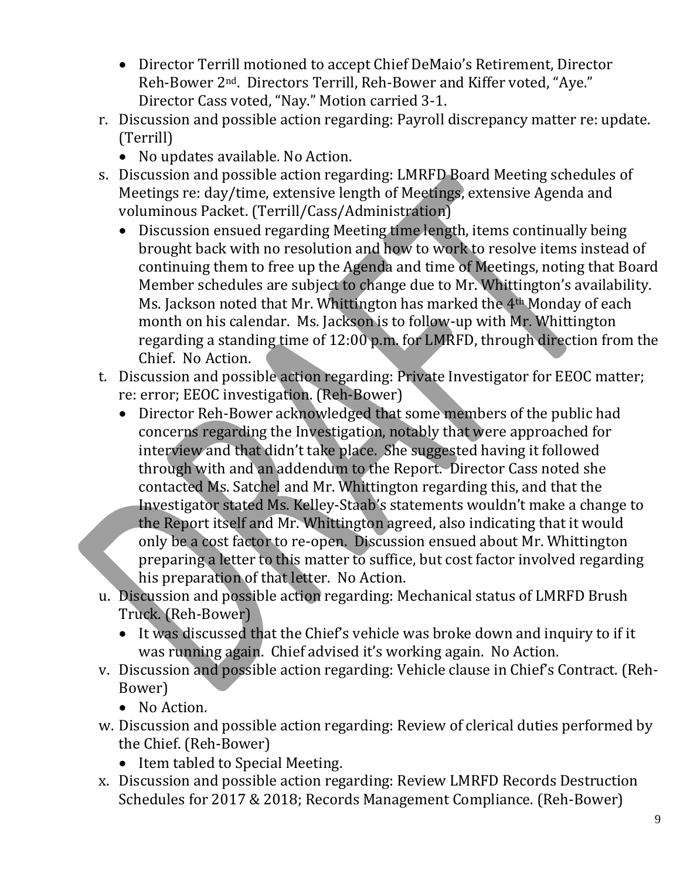- Director Terrill motioned to accept Chief DeMaio's Retirement, Director Reh-Bower 2nd. Directors Terrill, Reh-Bower and Kiffer voted, "Aye." Director Cass voted, "Nay." Motion carried 3-1.

r. Discussion and possible action regarding: Payroll discrepancy matter re: update. (Terrill)
   - No updates available. No Action.

s. Discussion and possible action regarding: LMRFD Board Meeting schedules of Meetings re: day/time, extensive length of Meetings, extensive Agenda and voluminous Packet. (Terrill/Cass/Administration)
   - Discussion ensued regarding Meeting time length, items continually being brought back with no resolution and how to work to resolve items instead of continuing them to free up the Agenda and time of Meetings, noting that Board Member schedules are subject to change due to Mr. Whittington's availability. Ms. Jackson noted that Mr. Whittington has marked the 4th Monday of each month on his calendar. Ms. Jackson is to follow-up with Mr. Whittington regarding a standing time of 12:00 p.m. for LMRFD, through direction from the Chief. No Action.

t. Discussion and possible action regarding: Private Investigator for EEOC matter; re: error; EEOC investigation. (Reh-Bower)
   - Director Reh-Bower acknowledged that some members of the public had concerns regarding the Investigation, notably that were approached for interview and that didn't take place. She suggested having it followed through with and an addendum to the Report. Director Cass noted she contacted Ms. Satchel and Mr. Whittington regarding this, and that the Investigator stated Ms. Kelley-Staab's statements wouldn't make a change to the Report itself and Mr. Whittington agreed, also indicating that it would only be a cost factor to re-open. Discussion ensued about Mr. Whittington preparing a letter to this matter to suffice, but cost factor involved regarding his preparation of that letter. No Action.

u. Discussion and possible action regarding: Mechanical status of LMRFD Brush Truck. (Reh-Bower)
   - It was discussed that the Chief's vehicle was broke down and inquiry to if it was running again. Chief advised it's working again. No Action.

v. Discussion and possible action regarding: Vehicle clause in Chief's Contract. (Reh-Bower)
   - No Action.

w. Discussion and possible action regarding: Review of clerical duties performed by the Chief. (Reh-Bower)
   - Item tabled to Special Meeting.

x. Discussion and possible action regarding: Review LMRFD Records Destruction Schedules for 2017 & 2018; Records Management Compliance. (Reh-Bower)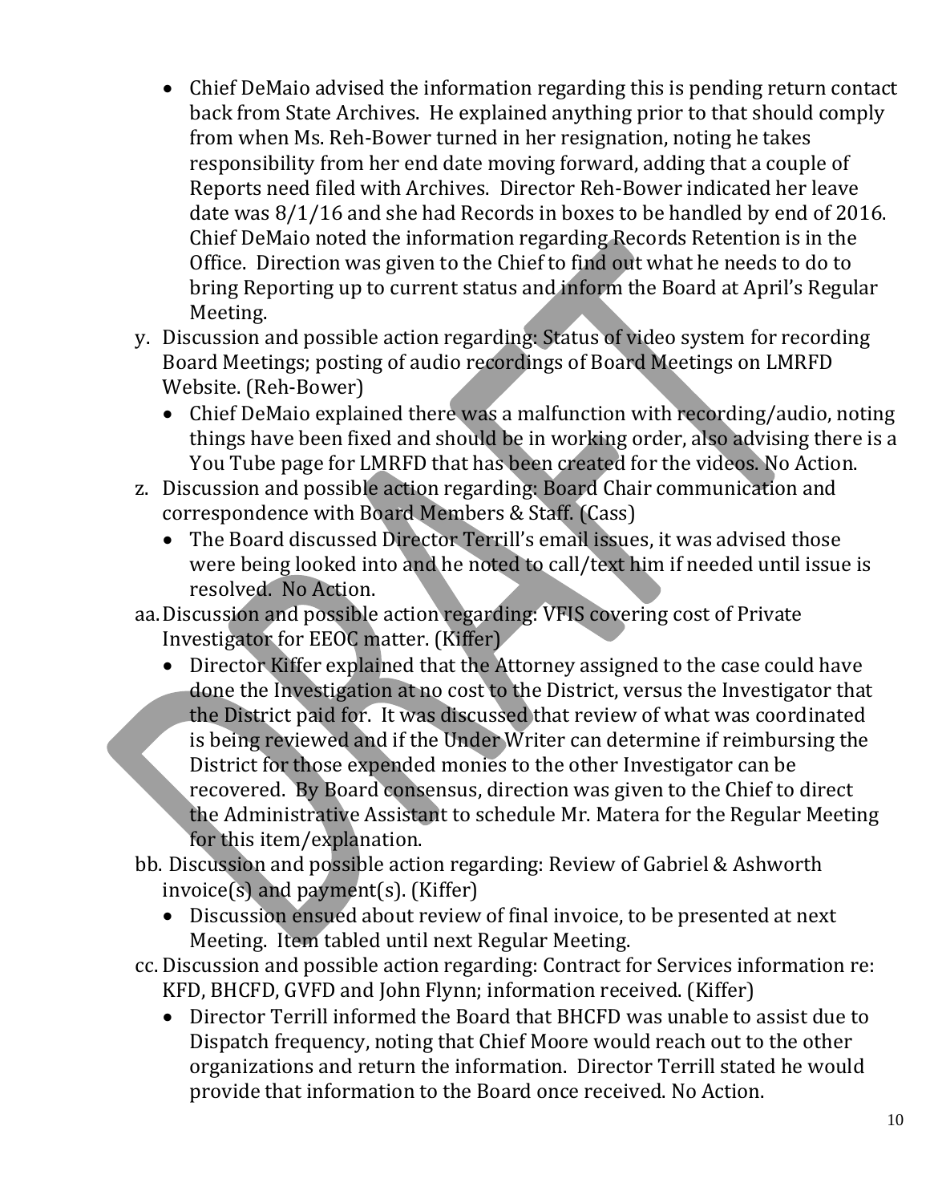- Chief DeMaio advised the information regarding this is pending return contact back from State Archives. He explained anything prior to that should comply from when Ms. Reh-Bower turned in her resignation, noting he takes responsibility from her end date moving forward, adding that a couple of Reports need filed with Archives. Director Reh-Bower indicated her leave date was 8/1/16 and she had Records in boxes to be handled by end of 2016. Chief DeMaio noted the information regarding Records Retention is in the Office. Direction was given to the Chief to find out what he needs to do to bring Reporting up to current status and inform the Board at April's Regular Meeting.

y. Discussion and possible action regarding: Status of video system for recording Board Meetings; posting of audio recordings of Board Meetings on LMRFD Website. (Reh-Bower)
   - Chief DeMaio explained there was a malfunction with recording/audio, noting things have been fixed and should be in working order, also advising there is a You Tube page for LMRFD that has been created for the videos. No Action.

z. Discussion and possible action regarding: Board Chair communication and correspondence with Board Members & Staff. (Cass)
   - The Board discussed Director Terrill's email issues, it was advised those were being looked into and he noted to call/text him if needed until issue is resolved. No Action.

aa. Discussion and possible action regarding: VFIS covering cost of Private Investigator for EEOC matter. (Kiffer)
   - Director Kiffer explained that the Attorney assigned to the case could have done the Investigation at no cost to the District, versus the Investigator that the District paid for. It was discussed that review of what was coordinated is being reviewed and if the Under Writer can determine if reimbursing the District for those expended monies to the other Investigator can be recovered. By Board consensus, direction was given to the Chief to direct the Administrative Assistant to schedule Mr. Matera for the Regular Meeting for this item/explanation.

bb. Discussion and possible action regarding: Review of Gabriel & Ashworth invoice(s) and payment(s). (Kiffer)
   - Discussion ensued about review of final invoice, to be presented at next Meeting. Item tabled until next Regular Meeting.

cc. Discussion and possible action regarding: Contract for Services information re: KFD, BHCFD, GVFD and John Flynn; information received. (Kiffer)
   - Director Terrill informed the Board that BHCFD was unable to assist due to Dispatch frequency, noting that Chief Moore would reach out to the other organizations and return the information. Director Terrill stated he would provide that information to the Board once received. No Action.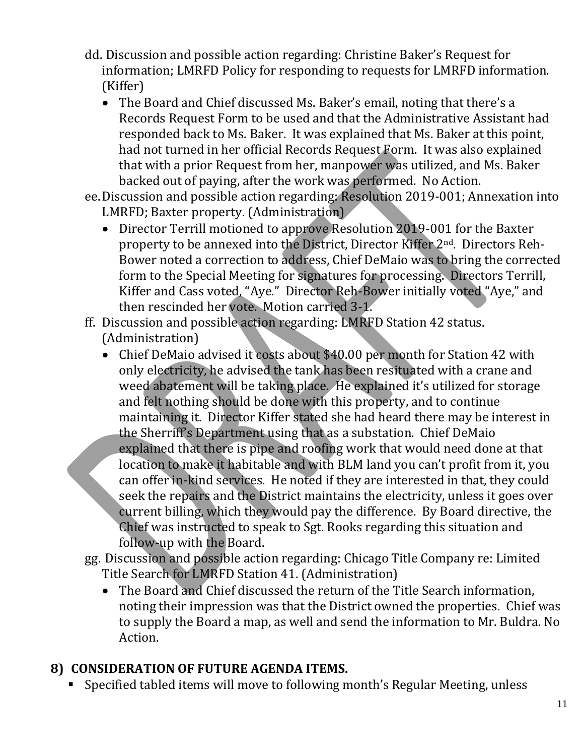dd. Discussion and possible action regarding: Christine Baker's Request for information; LMRFD Policy for responding to requests for LMRFD information. (Kiffer)

- The Board and Chief discussed Ms. Baker's email, noting that there's a Records Request Form to be used and that the Administrative Assistant had responded back to Ms. Baker. It was explained that Ms. Baker at this point, had not turned in her official Records Request Form. It was also explained that with a prior Request from her, manpower was utilized, and Ms. Baker backed out of paying, after the work was performed. No Action.

ee. Discussion and possible action regarding: Resolution 2019-001; Annexation into LMRFD; Baxter property. (Administration)

- Director Terrill motioned to approve Resolution 2019-001 for the Baxter property to be annexed into the District, Director Kiffer 2nd. Directors Reh-Bower noted a correction to address, Chief DeMaio was to bring the corrected form to the Special Meeting for signatures for processing. Directors Terrill, Kiffer and Cass voted, "Aye." Director Reh-Bower initially voted "Aye," and then rescinded her vote. Motion carried 3-1.

ff. Discussion and possible action regarding: LMRFD Station 42 status. (Administration)

- Chief DeMaio advised it costs about $40.00 per month for Station 42 with only electricity, he advised the tank has been resituated with a crane and weed abatement will be taking place. He explained it's utilized for storage and felt nothing should be done with this property, and to continue maintaining it. Director Kiffer stated she had heard there may be interest in the Sherriff's Department using that as a substation. Chief DeMaio explained that there is pipe and roofing work that would need done at that location to make it habitable and with BLM land you can't profit from it, you can offer in-kind services. He noted if they are interested in that, they could seek the repairs and the District maintains the electricity, unless it goes over current billing, which they would pay the difference. By Board directive, the Chief was instructed to speak to Sgt. Rooks regarding this situation and follow-up with the Board.

gg. Discussion and possible action regarding: Chicago Title Company re: Limited Title Search for LMRFD Station 41. (Administration)

- The Board and Chief discussed the return of the Title Search information, noting their impression was that the District owned the properties. Chief was to supply the Board a map, as well and send the information to Mr. Buldra. No Action.

## 8) CONSIDERATION OF FUTURE AGENDA ITEMS.

- Specified tabled items will move to following month's Regular Meeting, unless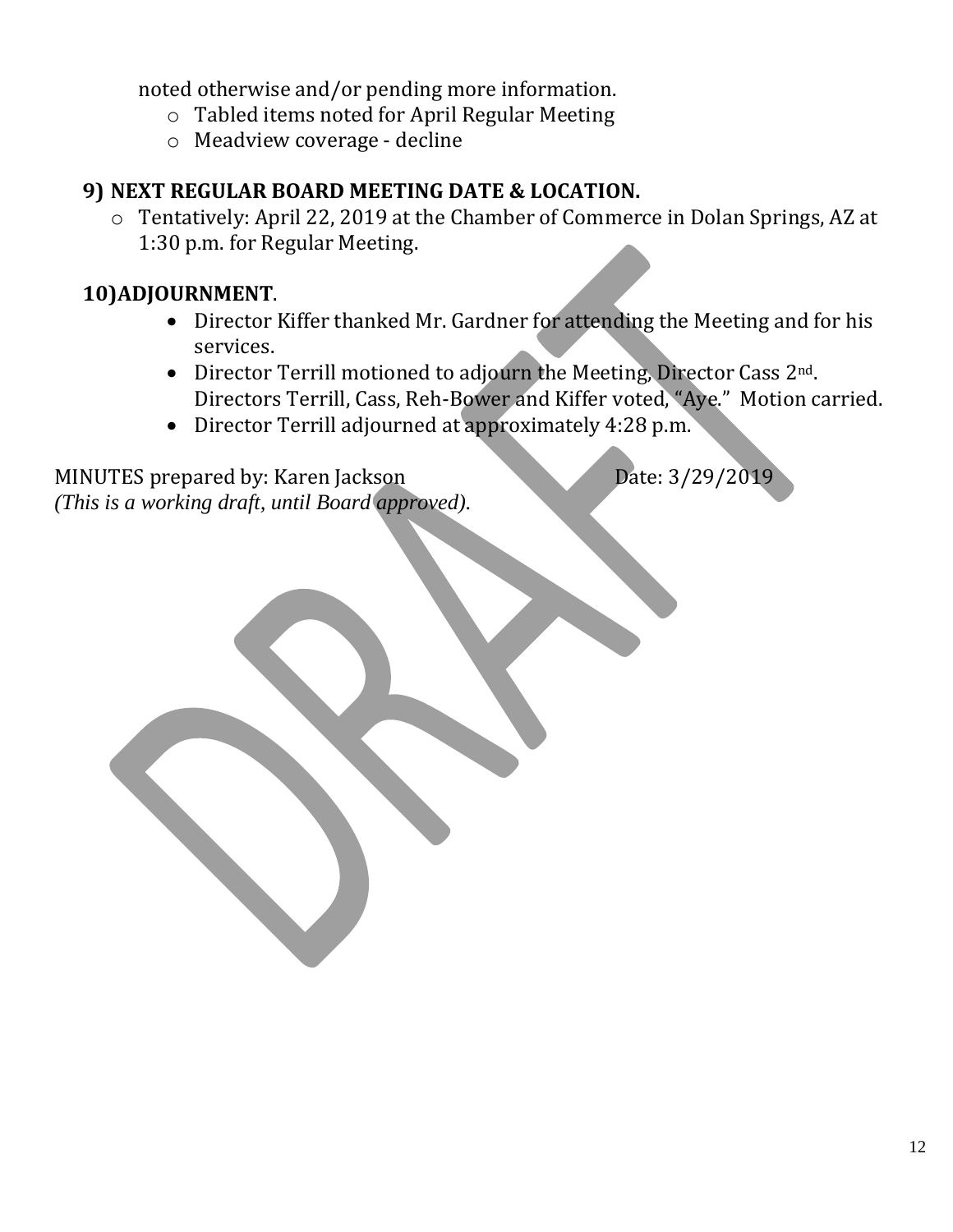noted otherwise and/or pending more information.

- Tabled items noted for April Regular Meeting
- Meadview coverage - decline

**9) NEXT REGULAR BOARD MEETING DATE & LOCATION.**

- Tentatively: April 22, 2019 at the Chamber of Commerce in Dolan Springs, AZ at 1:30 p.m. for Regular Meeting.

**10)ADJOURNMENT**.

- Director Kiffer thanked Mr. Gardner for attending the Meeting and for his services.
- Director Terrill motioned to adjourn the Meeting, Director Cass 2nd. Directors Terrill, Cass, Reh-Bower and Kiffer voted, "Aye." Motion carried.
- Director Terrill adjourned at approximately 4:28 p.m.

MINUTES prepared by: Karen Jackson Date: 3/29/2019
*(This is a working draft, until Board approved).*